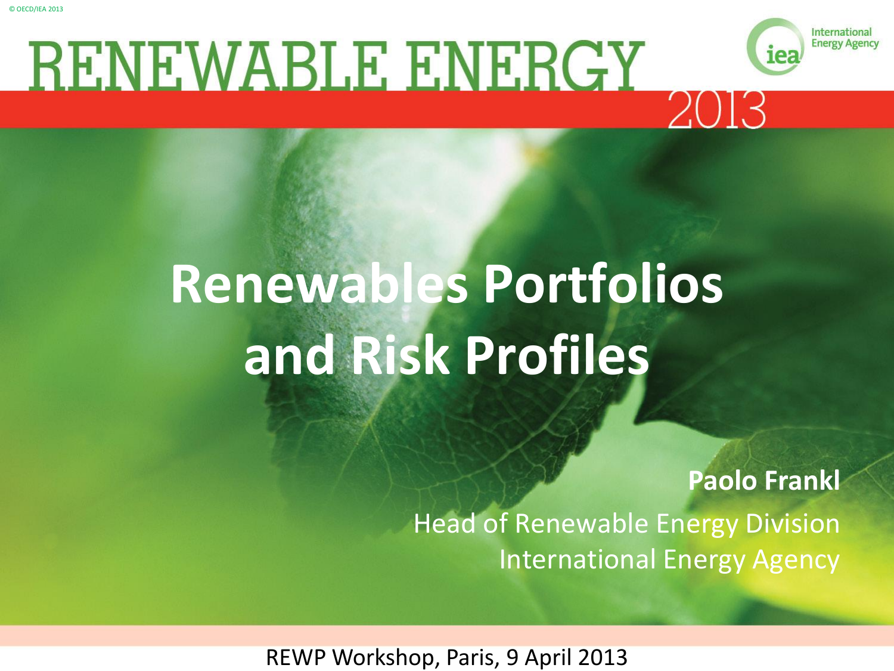© OECD/IEA 2013

# RENEWABLE ENERGY 2013

International Energy Agency

# Renewables Portfolios and Risk Profiles

**Paolo Frankl**

Head of Renewable Energy Division
International Energy Agency

REWP Workshop, Paris, 9 April 2013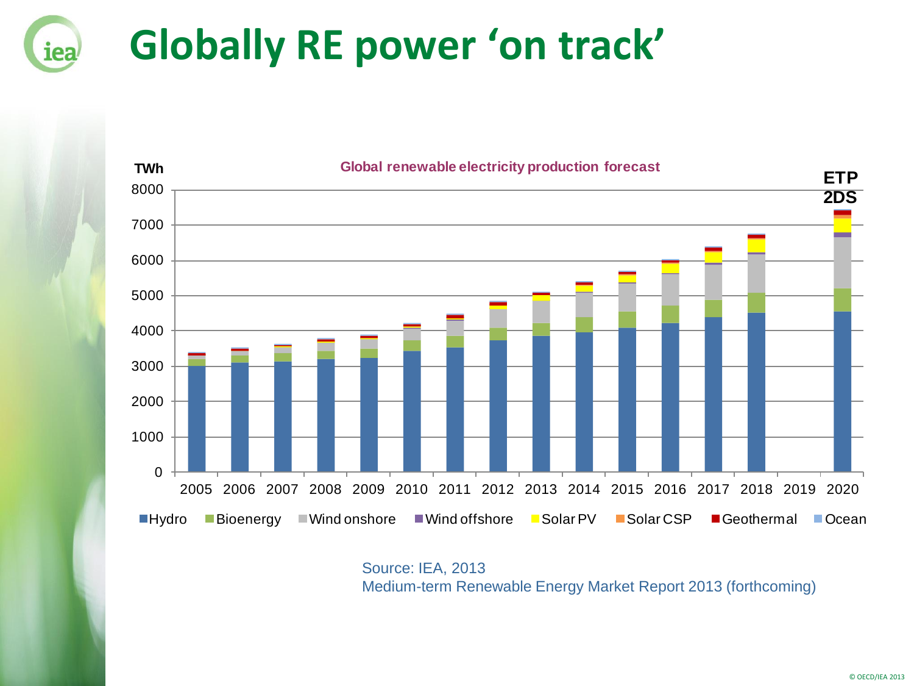# Globally RE power 'on track'

**Global renewable electricity production forecast**

TWh

8000
7000
6000
5000
4000
3000
2000
1000
0

2005 2006 2007 2008 2009 2010 2011 2012 2013 2014 2015 2016 2017 2018 2019 2020

ETP 2DS

Hydro | Bioenergy | Wind onshore | Wind offshore | Solar PV | Solar CSP | Geothermal | Ocean

Source: IEA, 2013
Medium-term Renewable Energy Market Report 2013 (forthcoming)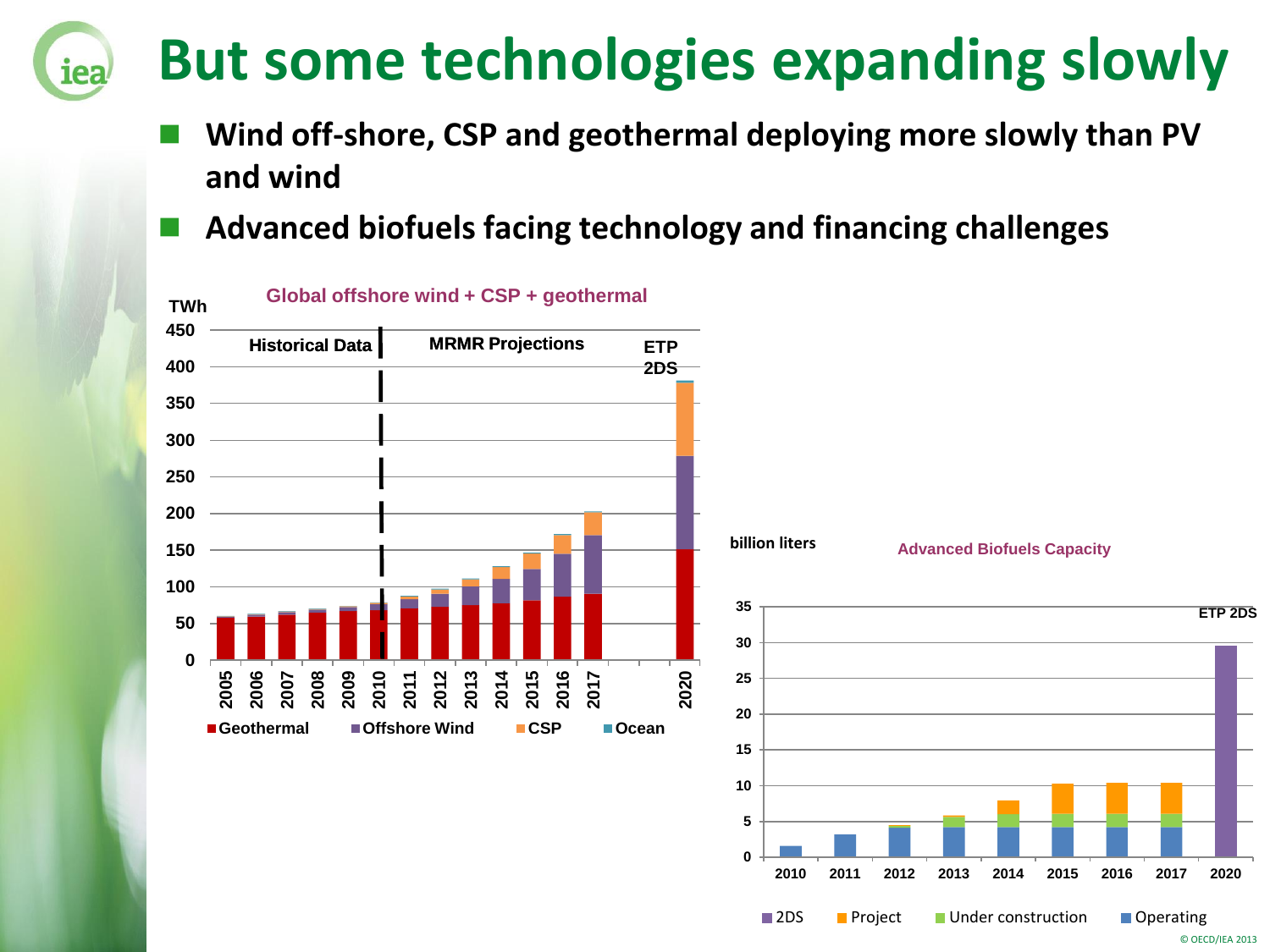# But some technologies expanding slowly

- **Wind off-shore, CSP and geothermal deploying more slowly than PV and wind**
- **Advanced biofuels facing technology and financing challenges**

**Global offshore wind + CSP + geothermal**

TWh

Historical Data | MRMR Projections | ETP 2DS

Geothermal | Offshore Wind | CSP | Ocean

**Advanced Biofuels Capacity**

billion liters

ETP 2DS

2DS | Project | Under construction | Operating

© OECD/IEA 2013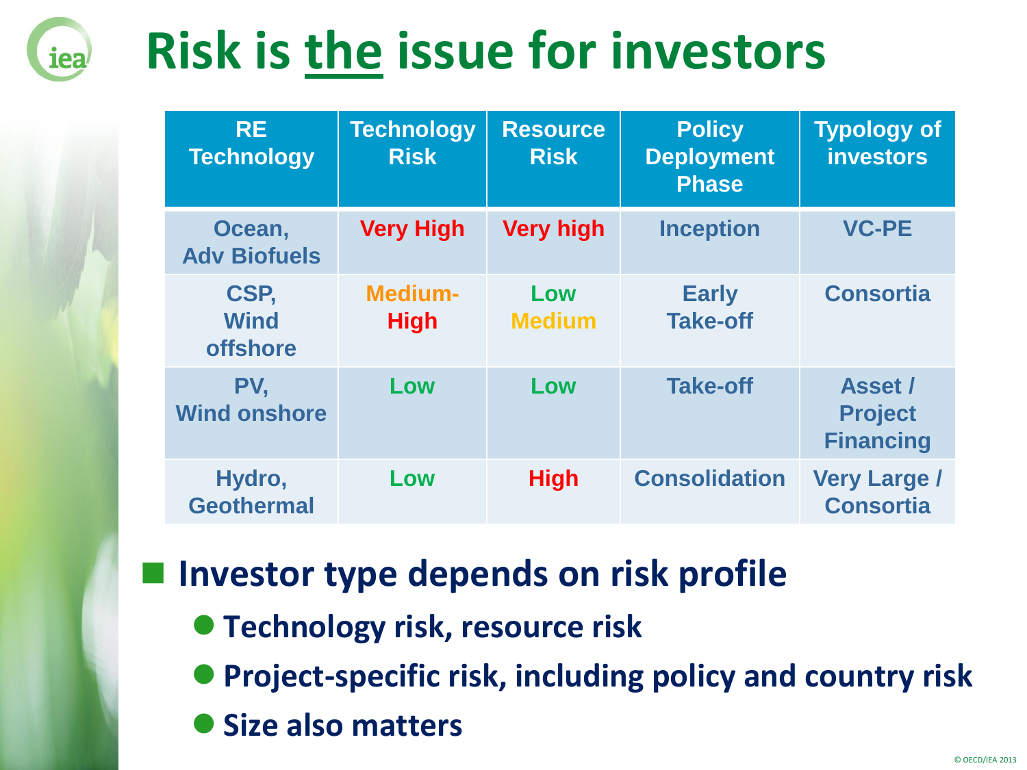# Risk is the issue for investors

| RE Technology | Technology Risk | Resource Risk | Policy Deployment Phase | Typology of investors |
|---|---|---|---|---|
| Ocean, Adv Biofuels | Very High | Very high | Inception | VC-PE |
| CSP, Wind offshore | Medium-High | Low Medium | Early Take-off | Consortia |
| PV, Wind onshore | Low | Low | Take-off | Asset / Project Financing |
| Hydro, Geothermal | Low | High | Consolidation | Very Large / Consortia |

- **Investor type depends on risk profile**
  - **Technology risk, resource risk**
  - **Project-specific risk, including policy and country risk**
  - **Size also matters**

© OECD/IEA 2013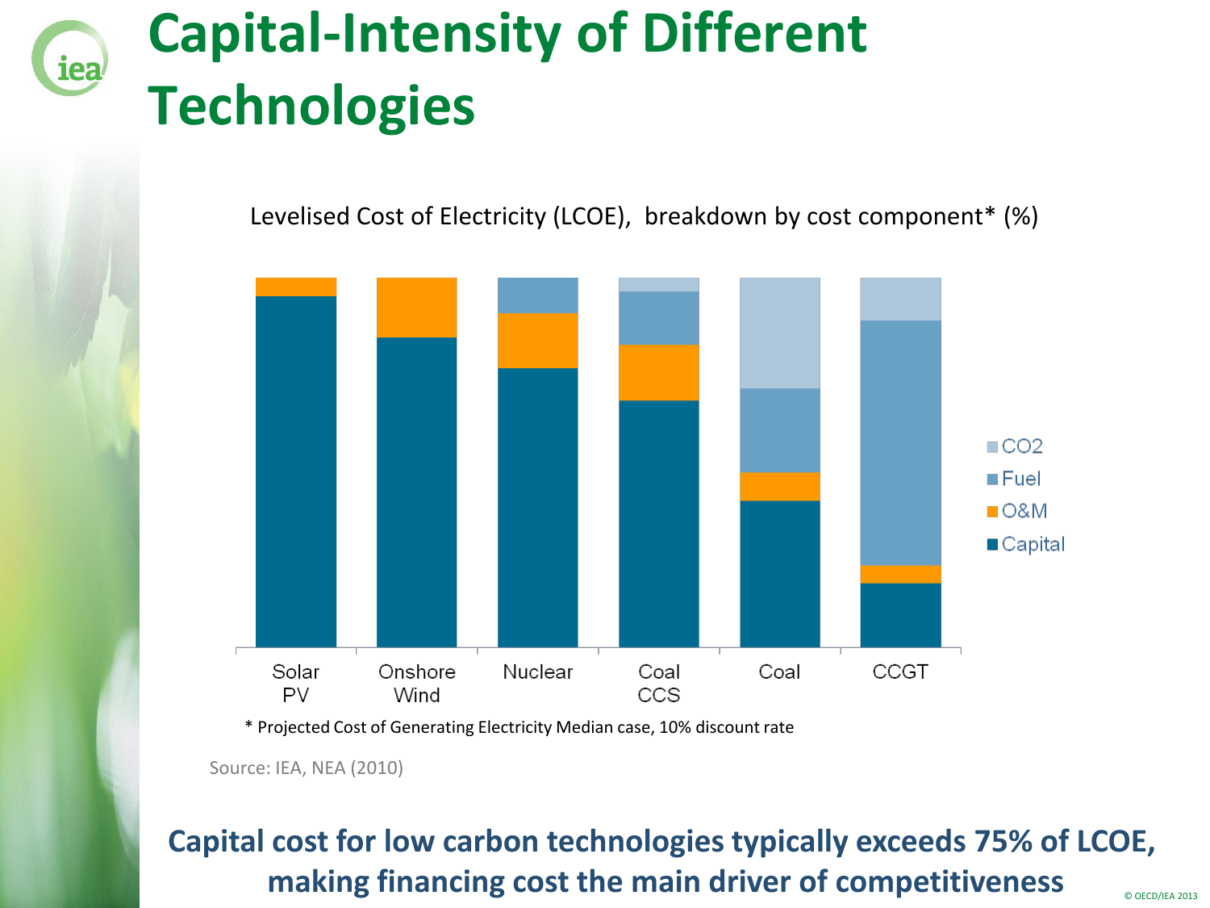# Capital-Intensity of Different Technologies

Levelised Cost of Electricity (LCOE), breakdown by cost component* (%)

Legend: $CO_2$, Fuel, O&M, Capital

Solar PV | Onshore Wind | Nuclear | Coal CCS | Coal | CCGT

* Projected Cost of Generating Electricity Median case, 10% discount rate

Source: IEA, NEA (2010)

**Capital cost for low carbon technologies typically exceeds 75% of LCOE, making financing cost the main driver of competitiveness**

© OECD/IEA 2013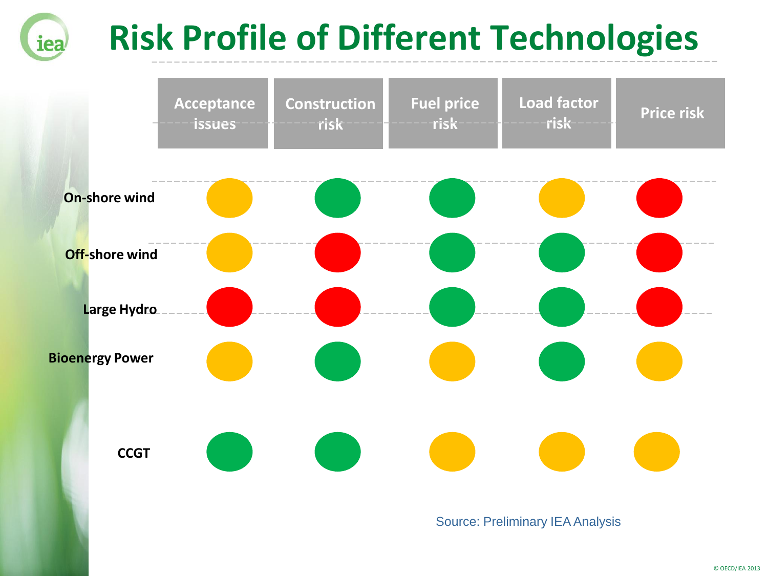# Risk Profile of Different Technologies

| | Acceptance issues | Construction risk | Fuel price risk | Load factor risk | Price risk |
|---|---|---|---|---|---|
| On-shore wind | Yellow | Green | Green | Yellow | Red |
| Off-shore wind | Yellow | Red | Green | Green | Red |
| Large Hydro | Red | Red | Green | Green | Red |
| Bioenergy Power | Yellow | Green | Yellow | Green | Yellow |
| CCGT | Green | Green | Yellow | Yellow | Yellow |

Source: Preliminary IEA Analysis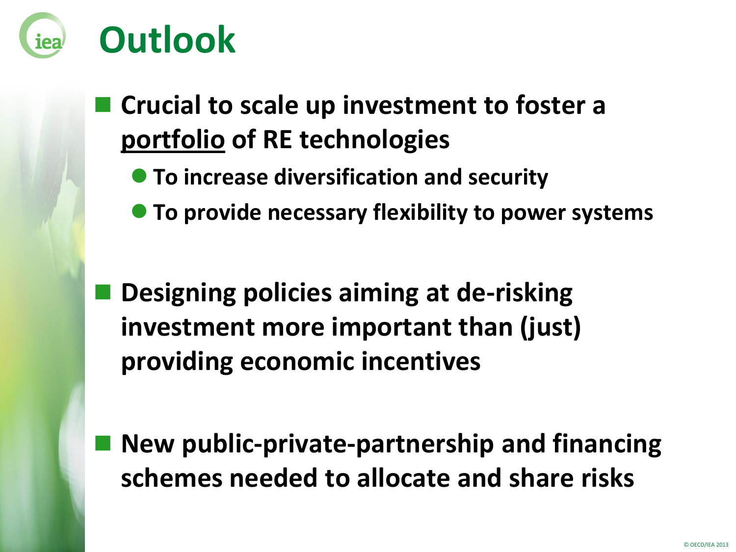# Outlook

- **Crucial to scale up investment to foster a <u>portfolio</u> of RE technologies**
  - **To increase diversification and security**
  - **To provide necessary flexibility to power systems**

- **Designing policies aiming at de-risking investment more important than (just) providing economic incentives**

- **New public-private-partnership and financing schemes needed to allocate and share risks**

© OECD/IEA 2013